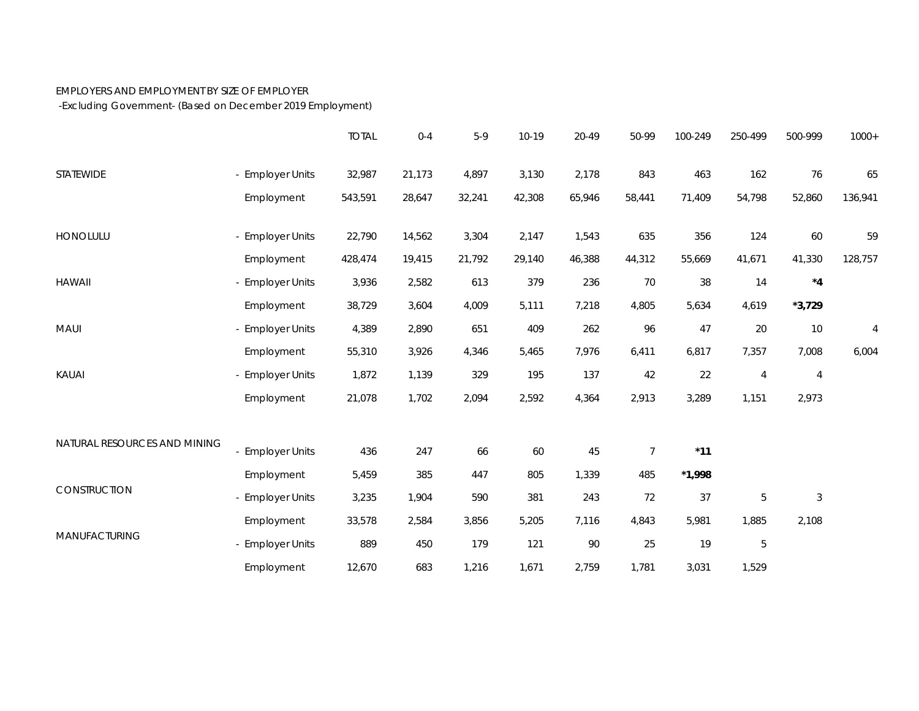EMPLOYERS AND EMPLOYMENT BY SIZE OF EMPLOYER
-Excluding Government- (Based on December 2019 Employment)

| | | TOTAL | 0-4 | 5-9 | 10-19 | 20-49 | 50-99 | 100-249 | 250-499 | 500-999 | 1000+ |
|---|---|---|---|---|---|---|---|---|---|---|---|
| STATEWIDE | - Employer Units | 32,987 | 21,173 | 4,897 | 3,130 | 2,178 | 843 | 463 | 162 | 76 | 65 |
| | Employment | 543,591 | 28,647 | 32,241 | 42,308 | 65,946 | 58,441 | 71,409 | 54,798 | 52,860 | 136,941 |
| HONOLULU | - Employer Units | 22,790 | 14,562 | 3,304 | 2,147 | 1,543 | 635 | 356 | 124 | 60 | 59 |
| | Employment | 428,474 | 19,415 | 21,792 | 29,140 | 46,388 | 44,312 | 55,669 | 41,671 | 41,330 | 128,757 |
| HAWAII | - Employer Units | 3,936 | 2,582 | 613 | 379 | 236 | 70 | 38 | 14 | **\*4** | |
| | Employment | 38,729 | 3,604 | 4,009 | 5,111 | 7,218 | 4,805 | 5,634 | 4,619 | **\*3,729** | |
| MAUI | - Employer Units | 4,389 | 2,890 | 651 | 409 | 262 | 96 | 47 | 20 | 10 | 4 |
| | Employment | 55,310 | 3,926 | 4,346 | 5,465 | 7,976 | 6,411 | 6,817 | 7,357 | 7,008 | 6,004 |
| KAUAI | - Employer Units | 1,872 | 1,139 | 329 | 195 | 137 | 42 | 22 | 4 | 4 | |
| | Employment | 21,078 | 1,702 | 2,094 | 2,592 | 4,364 | 2,913 | 3,289 | 1,151 | 2,973 | |
| NATURAL RESOURCES AND MINING | - Employer Units | 436 | 247 | 66 | 60 | 45 | 7 | **\*11** | | | |
| | Employment | 5,459 | 385 | 447 | 805 | 1,339 | 485 | **\*1,998** | | | |
| CONSTRUCTION | - Employer Units | 3,235 | 1,904 | 590 | 381 | 243 | 72 | 37 | 5 | 3 | |
| | Employment | 33,578 | 2,584 | 3,856 | 5,205 | 7,116 | 4,843 | 5,981 | 1,885 | 2,108 | |
| MANUFACTURING | - Employer Units | 889 | 450 | 179 | 121 | 90 | 25 | 19 | 5 | | |
| | Employment | 12,670 | 683 | 1,216 | 1,671 | 2,759 | 1,781 | 3,031 | 1,529 | | |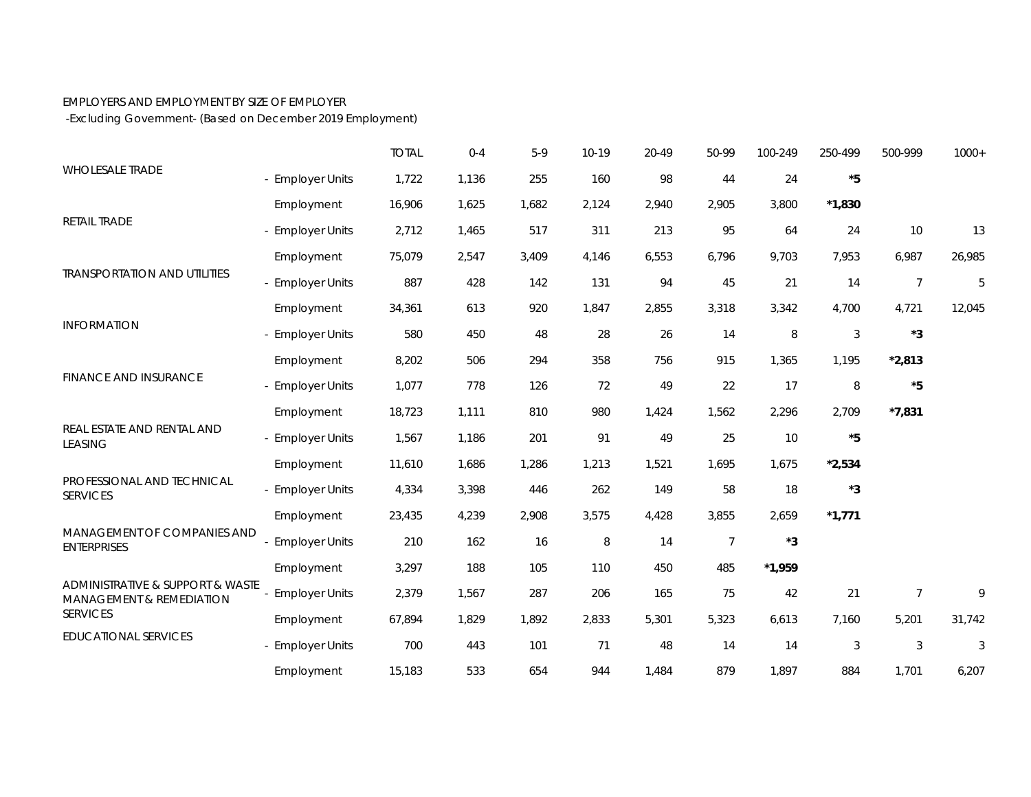EMPLOYERS AND EMPLOYMENT BY SIZE OF EMPLOYER

-Excluding Government- (Based on December 2019 Employment)

| | | TOTAL | 0-4 | 5-9 | 10-19 | 20-49 | 50-99 | 100-249 | 250-499 | 500-999 | 1000+ |
|---|---|---|---|---|---|---|---|---|---|---|---|
| WHOLESALE TRADE | - Employer Units | 1,722 | 1,136 | 255 | 160 | 98 | 44 | 24 | **\*5** | | |
| | Employment | 16,906 | 1,625 | 1,682 | 2,124 | 2,940 | 2,905 | 3,800 | **\*1,830** | | |
| RETAIL TRADE | - Employer Units | 2,712 | 1,465 | 517 | 311 | 213 | 95 | 64 | 24 | 10 | 13 |
| | Employment | 75,079 | 2,547 | 3,409 | 4,146 | 6,553 | 6,796 | 9,703 | 7,953 | 6,987 | 26,985 |
| TRANSPORTATION AND UTILITIES | - Employer Units | 887 | 428 | 142 | 131 | 94 | 45 | 21 | 14 | 7 | 5 |
| | Employment | 34,361 | 613 | 920 | 1,847 | 2,855 | 3,318 | 3,342 | 4,700 | 4,721 | 12,045 |
| INFORMATION | - Employer Units | 580 | 450 | 48 | 28 | 26 | 14 | 8 | 3 | **\*3** | |
| | Employment | 8,202 | 506 | 294 | 358 | 756 | 915 | 1,365 | 1,195 | **\*2,813** | |
| FINANCE AND INSURANCE | - Employer Units | 1,077 | 778 | 126 | 72 | 49 | 22 | 17 | 8 | **\*5** | |
| | Employment | 18,723 | 1,111 | 810 | 980 | 1,424 | 1,562 | 2,296 | 2,709 | **\*7,831** | |
| REAL ESTATE AND RENTAL AND LEASING | - Employer Units | 1,567 | 1,186 | 201 | 91 | 49 | 25 | 10 | **\*5** | | |
| | Employment | 11,610 | 1,686 | 1,286 | 1,213 | 1,521 | 1,695 | 1,675 | **\*2,534** | | |
| PROFESSIONAL AND TECHNICAL SERVICES | - Employer Units | 4,334 | 3,398 | 446 | 262 | 149 | 58 | 18 | **\*3** | | |
| | Employment | 23,435 | 4,239 | 2,908 | 3,575 | 4,428 | 3,855 | 2,659 | **\*1,771** | | |
| MANAGEMENT OF COMPANIES AND ENTERPRISES | - Employer Units | 210 | 162 | 16 | 8 | 14 | 7 | **\*3** | | | |
| | Employment | 3,297 | 188 | 105 | 110 | 450 | 485 | **\*1,959** | | | |
| ADMINISTRATIVE & SUPPORT & WASTE MANAGEMENT & REMEDIATION SERVICES | - Employer Units | 2,379 | 1,567 | 287 | 206 | 165 | 75 | 42 | 21 | 7 | 9 |
| | Employment | 67,894 | 1,829 | 1,892 | 2,833 | 5,301 | 5,323 | 6,613 | 7,160 | 5,201 | 31,742 |
| EDUCATIONAL SERVICES | - Employer Units | 700 | 443 | 101 | 71 | 48 | 14 | 14 | 3 | 3 | 3 |
| | Employment | 15,183 | 533 | 654 | 944 | 1,484 | 879 | 1,897 | 884 | 1,701 | 6,207 |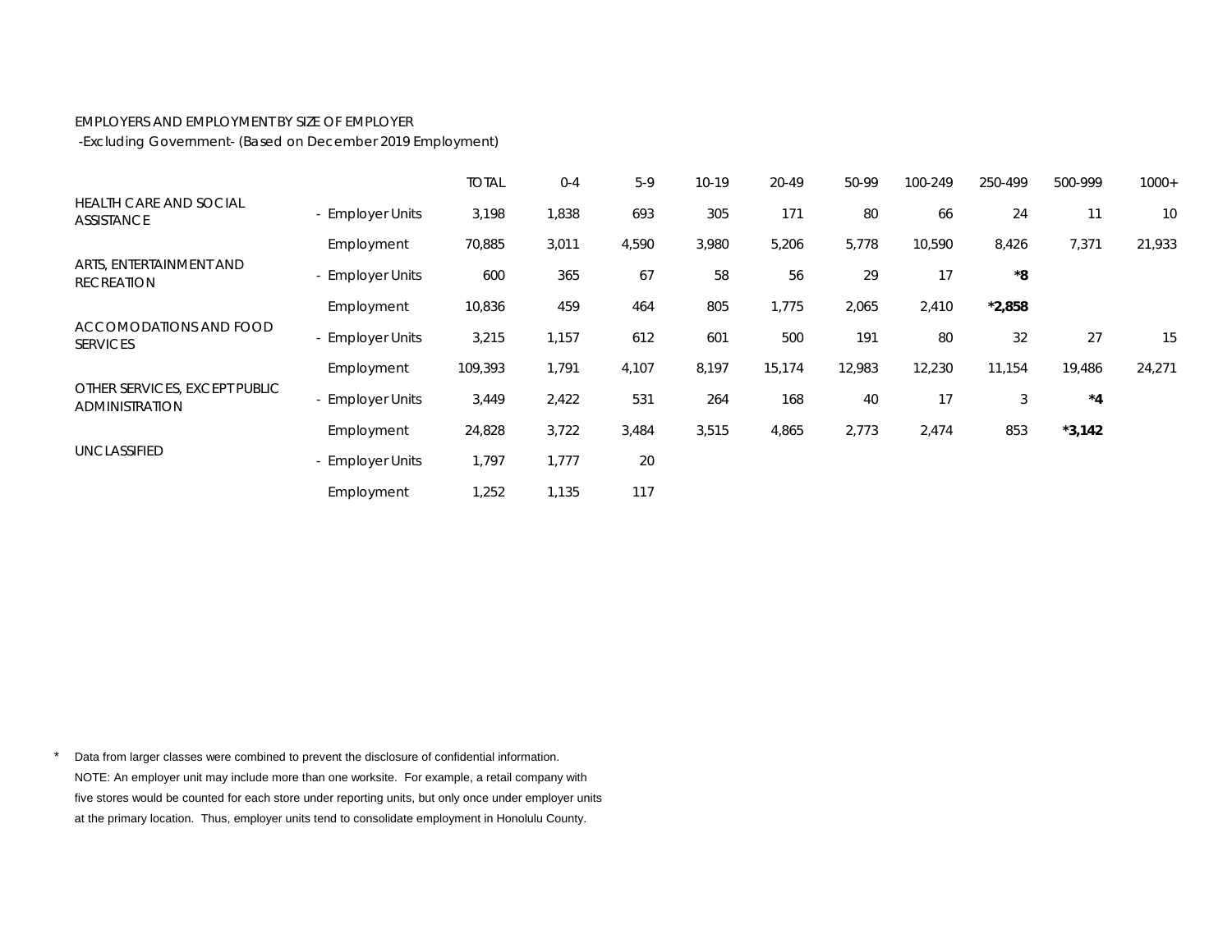EMPLOYERS AND EMPLOYMENT BY SIZE OF EMPLOYER

-Excluding Government- (Based on December 2019 Employment)

| | | TOTAL | 0-4 | 5-9 | 10-19 | 20-49 | 50-99 | 100-249 | 250-499 | 500-999 | 1000+ |
|---|---|---|---|---|---|---|---|---|---|---|---|
| HEALTH CARE AND SOCIAL ASSISTANCE | - Employer Units | 3,198 | 1,838 | 693 | 305 | 171 | 80 | 66 | 24 | 11 | 10 |
| | Employment | 70,885 | 3,011 | 4,590 | 3,980 | 5,206 | 5,778 | 10,590 | 8,426 | 7,371 | 21,933 |
| ARTS, ENTERTAINMENT AND RECREATION | - Employer Units | 600 | 365 | 67 | 58 | 56 | 29 | 17 | **\*8** | | |
| | Employment | 10,836 | 459 | 464 | 805 | 1,775 | 2,065 | 2,410 | **\*2,858** | | |
| ACCOMODATIONS AND FOOD SERVICES | - Employer Units | 3,215 | 1,157 | 612 | 601 | 500 | 191 | 80 | 32 | 27 | 15 |
| | Employment | 109,393 | 1,791 | 4,107 | 8,197 | 15,174 | 12,983 | 12,230 | 11,154 | 19,486 | 24,271 |
| OTHER SERVICES, EXCEPT PUBLIC ADMINISTRATION | - Employer Units | 3,449 | 2,422 | 531 | 264 | 168 | 40 | 17 | 3 | **\*4** | |
| | Employment | 24,828 | 3,722 | 3,484 | 3,515 | 4,865 | 2,773 | 2,474 | 853 | **\*3,142** | |
| UNCLASSIFIED | - Employer Units | 1,797 | 1,777 | 20 | | | | | | | |
| | Employment | 1,252 | 1,135 | 117 | | | | | | | |

\* Data from larger classes were combined to prevent the disclosure of confidential information.

NOTE: An employer unit may include more than one worksite. For example, a retail company with five stores would be counted for each store under reporting units, but only once under employer units at the primary location. Thus, employer units tend to consolidate employment in Honolulu County.